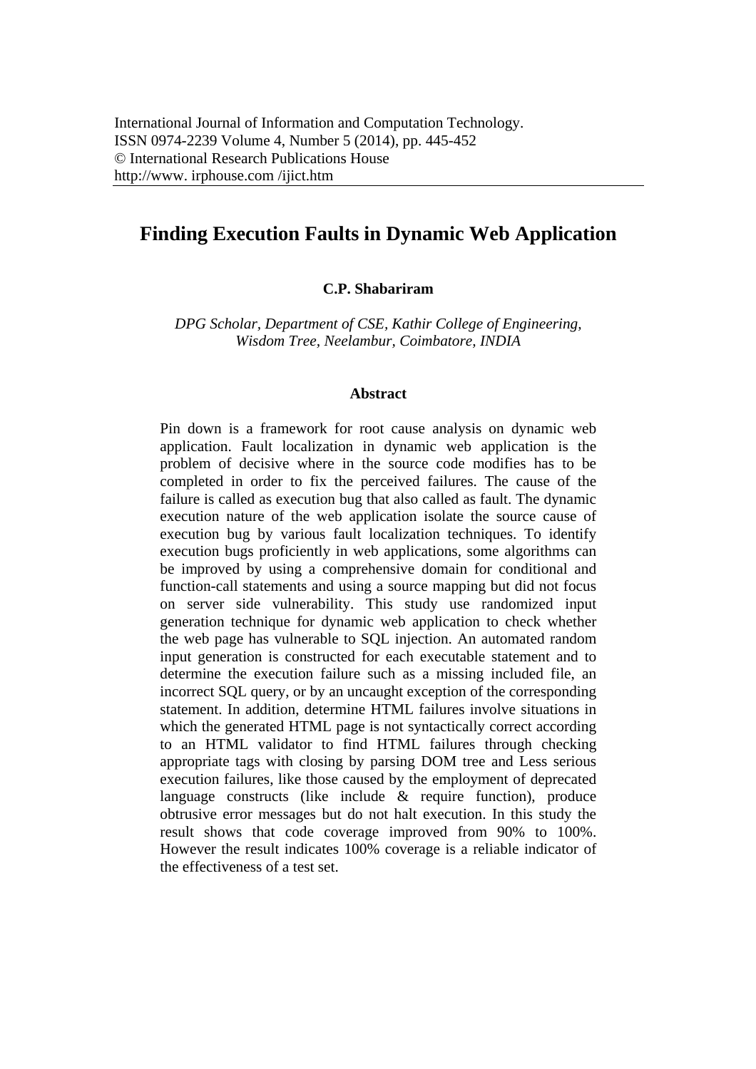International Journal of Information and Computation Technology.
ISSN 0974-2239 Volume 4, Number 5 (2014), pp. 445-452
© International Research Publications House
http://www. irphouse.com /ijict.htm

# Finding Execution Faults in Dynamic Web Application

**C.P. Shabariram**

*DPG Scholar, Department of CSE, Kathir College of Engineering, Wisdom Tree, Neelambur, Coimbatore, INDIA*

## Abstract

Pin down is a framework for root cause analysis on dynamic web application. Fault localization in dynamic web application is the problem of decisive where in the source code modifies has to be completed in order to fix the perceived failures. The cause of the failure is called as execution bug that also called as fault. The dynamic execution nature of the web application isolate the source cause of execution bug by various fault localization techniques. To identify execution bugs proficiently in web applications, some algorithms can be improved by using a comprehensive domain for conditional and function-call statements and using a source mapping but did not focus on server side vulnerability. This study use randomized input generation technique for dynamic web application to check whether the web page has vulnerable to SQL injection. An automated random input generation is constructed for each executable statement and to determine the execution failure such as a missing included file, an incorrect SQL query, or by an uncaught exception of the corresponding statement. In addition, determine HTML failures involve situations in which the generated HTML page is not syntactically correct according to an HTML validator to find HTML failures through checking appropriate tags with closing by parsing DOM tree and Less serious execution failures, like those caused by the employment of deprecated language constructs (like include & require function), produce obtrusive error messages but do not halt execution. In this study the result shows that code coverage improved from 90% to 100%. However the result indicates 100% coverage is a reliable indicator of the effectiveness of a test set.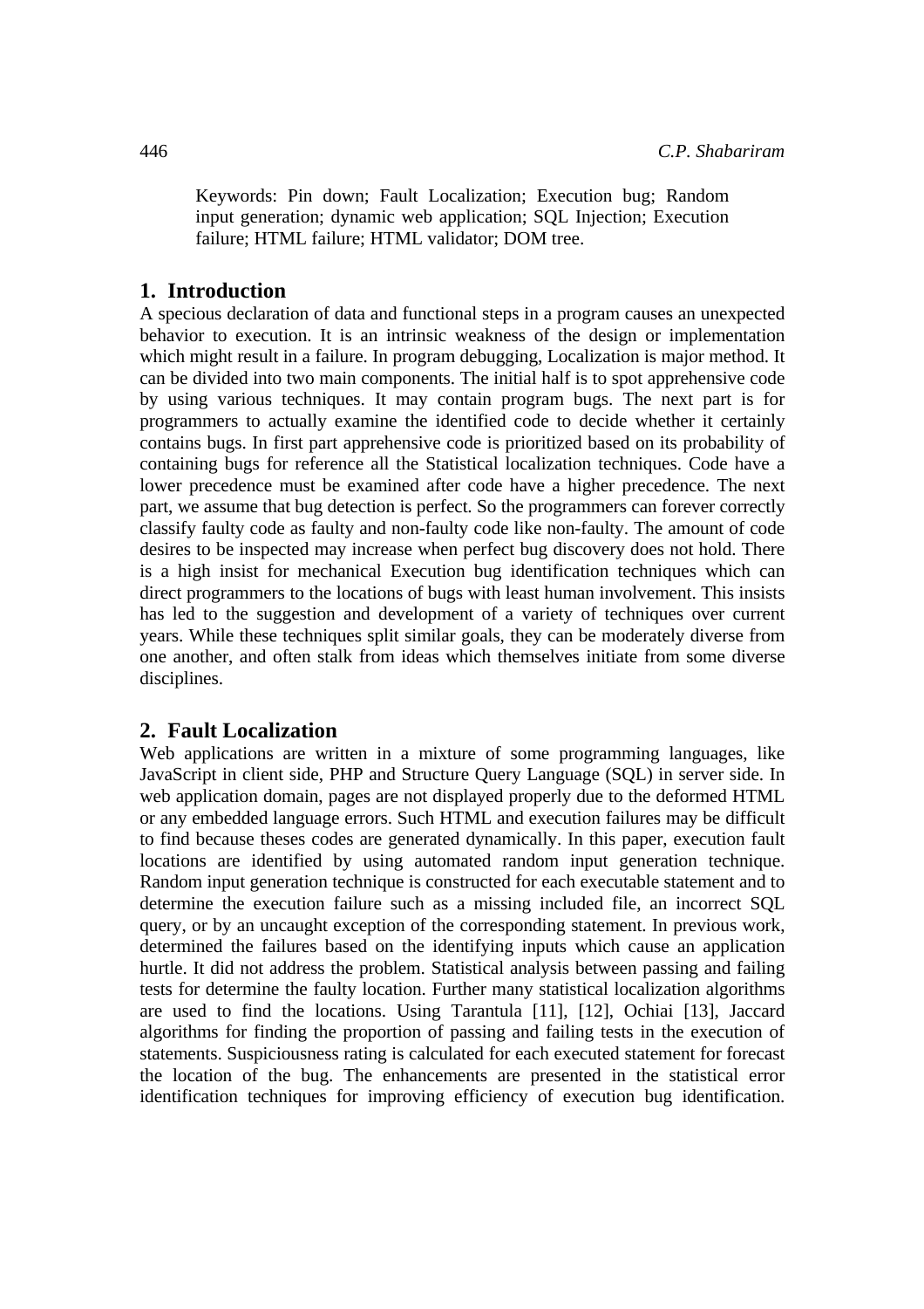Keywords: Pin down; Fault Localization; Execution bug; Random input generation; dynamic web application; SQL Injection; Execution failure; HTML failure; HTML validator; DOM tree.

## 1. Introduction

A specious declaration of data and functional steps in a program causes an unexpected behavior to execution. It is an intrinsic weakness of the design or implementation which might result in a failure. In program debugging, Localization is major method. It can be divided into two main components. The initial half is to spot apprehensive code by using various techniques. It may contain program bugs. The next part is for programmers to actually examine the identified code to decide whether it certainly contains bugs. In first part apprehensive code is prioritized based on its probability of containing bugs for reference all the Statistical localization techniques. Code have a lower precedence must be examined after code have a higher precedence. The next part, we assume that bug detection is perfect. So the programmers can forever correctly classify faulty code as faulty and non-faulty code like non-faulty. The amount of code desires to be inspected may increase when perfect bug discovery does not hold. There is a high insist for mechanical Execution bug identification techniques which can direct programmers to the locations of bugs with least human involvement. This insists has led to the suggestion and development of a variety of techniques over current years. While these techniques split similar goals, they can be moderately diverse from one another, and often stalk from ideas which themselves initiate from some diverse disciplines.

## 2. Fault Localization

Web applications are written in a mixture of some programming languages, like JavaScript in client side, PHP and Structure Query Language (SQL) in server side. In web application domain, pages are not displayed properly due to the deformed HTML or any embedded language errors. Such HTML and execution failures may be difficult to find because theses codes are generated dynamically. In this paper, execution fault locations are identified by using automated random input generation technique. Random input generation technique is constructed for each executable statement and to determine the execution failure such as a missing included file, an incorrect SQL query, or by an uncaught exception of the corresponding statement. In previous work, determined the failures based on the identifying inputs which cause an application hurtle. It did not address the problem. Statistical analysis between passing and failing tests for determine the faulty location. Further many statistical localization algorithms are used to find the locations. Using Tarantula [11], [12], Ochiai [13], Jaccard algorithms for finding the proportion of passing and failing tests in the execution of statements. Suspiciousness rating is calculated for each executed statement for forecast the location of the bug. The enhancements are presented in the statistical error identification techniques for improving efficiency of execution bug identification.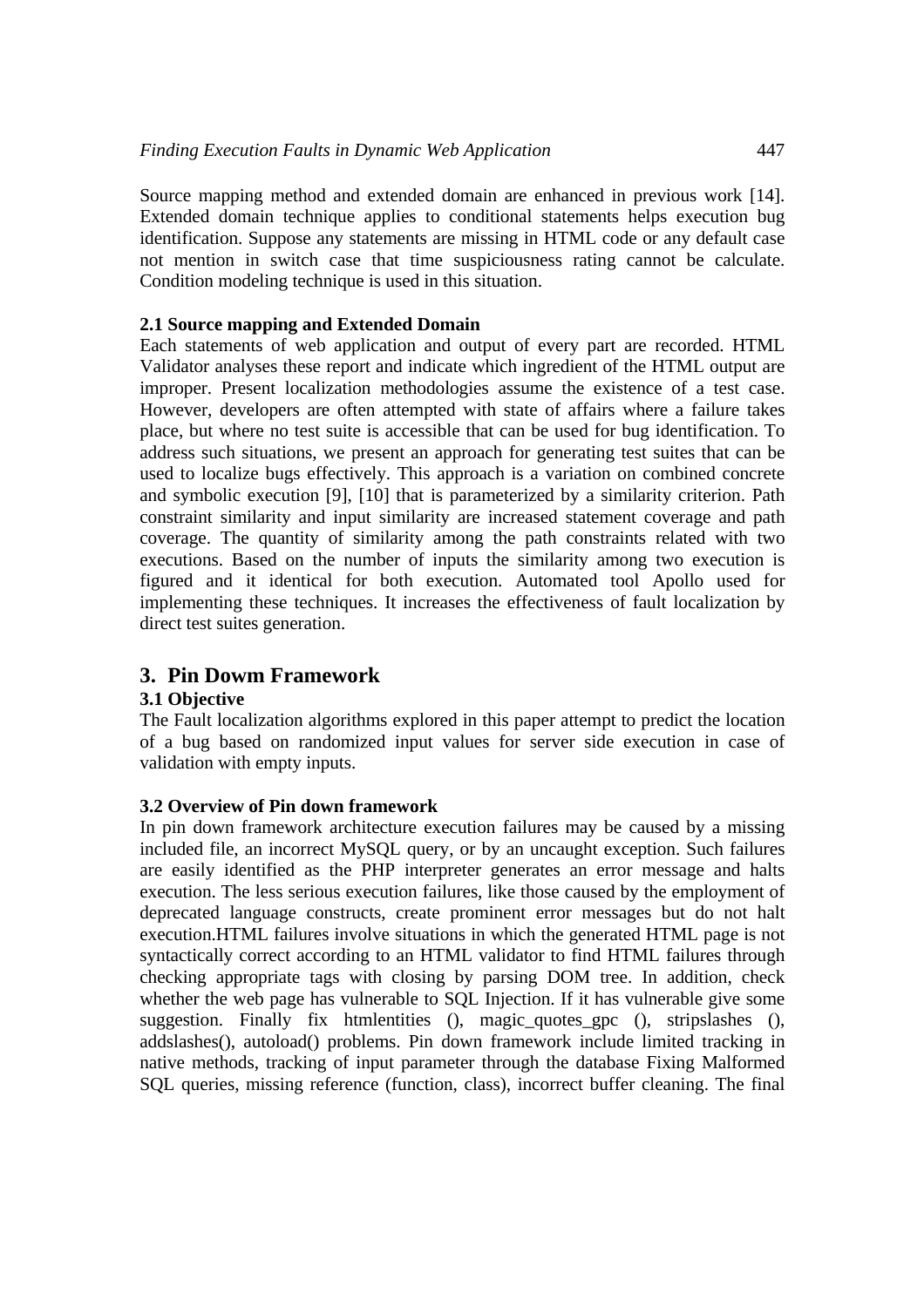Source mapping method and extended domain are enhanced in previous work [14]. Extended domain technique applies to conditional statements helps execution bug identification. Suppose any statements are missing in HTML code or any default case not mention in switch case that time suspiciousness rating cannot be calculate. Condition modeling technique is used in this situation.

### 2.1 Source mapping and Extended Domain

Each statements of web application and output of every part are recorded. HTML Validator analyses these report and indicate which ingredient of the HTML output are improper. Present localization methodologies assume the existence of a test case. However, developers are often attempted with state of affairs where a failure takes place, but where no test suite is accessible that can be used for bug identification. To address such situations, we present an approach for generating test suites that can be used to localize bugs effectively. This approach is a variation on combined concrete and symbolic execution [9], [10] that is parameterized by a similarity criterion. Path constraint similarity and input similarity are increased statement coverage and path coverage. The quantity of similarity among the path constraints related with two executions. Based on the number of inputs the similarity among two execution is figured and it identical for both execution. Automated tool Apollo used for implementing these techniques. It increases the effectiveness of fault localization by direct test suites generation.

## 3. Pin Dowm Framework

### 3.1 Objective

The Fault localization algorithms explored in this paper attempt to predict the location of a bug based on randomized input values for server side execution in case of validation with empty inputs.

### 3.2 Overview of Pin down framework

In pin down framework architecture execution failures may be caused by a missing included file, an incorrect MySQL query, or by an uncaught exception. Such failures are easily identified as the PHP interpreter generates an error message and halts execution. The less serious execution failures, like those caused by the employment of deprecated language constructs, create prominent error messages but do not halt execution.HTML failures involve situations in which the generated HTML page is not syntactically correct according to an HTML validator to find HTML failures through checking appropriate tags with closing by parsing DOM tree. In addition, check whether the web page has vulnerable to SQL Injection. If it has vulnerable give some suggestion. Finally fix htmlentities (), magic_quotes_gpc (), stripslashes (), addslashes(), autoload() problems. Pin down framework include limited tracking in native methods, tracking of input parameter through the database Fixing Malformed SQL queries, missing reference (function, class), incorrect buffer cleaning. The final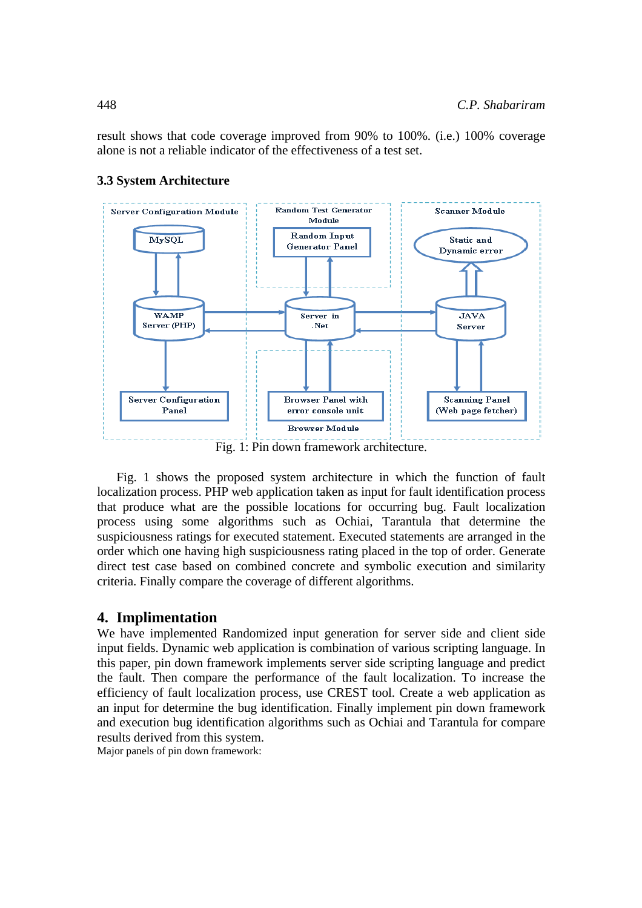result shows that code coverage improved from 90% to 100%. (i.e.) 100% coverage alone is not a reliable indicator of the effectiveness of a test set.

### 3.3 System Architecture

Fig. 1: Pin down framework architecture.

Fig. 1 shows the proposed system architecture in which the function of fault localization process. PHP web application taken as input for fault identification process that produce what are the possible locations for occurring bug. Fault localization process using some algorithms such as Ochiai, Tarantula that determine the suspiciousness ratings for executed statement. Executed statements are arranged in the order which one having high suspiciousness rating placed in the top of order. Generate direct test case based on combined concrete and symbolic execution and similarity criteria. Finally compare the coverage of different algorithms.

## 4. Implimentation

We have implemented Randomized input generation for server side and client side input fields. Dynamic web application is combination of various scripting language. In this paper, pin down framework implements server side scripting language and predict the fault. Then compare the performance of the fault localization. To increase the efficiency of fault localization process, use CREST tool. Create a web application as an input for determine the bug identification. Finally implement pin down framework and execution bug identification algorithms such as Ochiai and Tarantula for compare results derived from this system.

Major panels of pin down framework: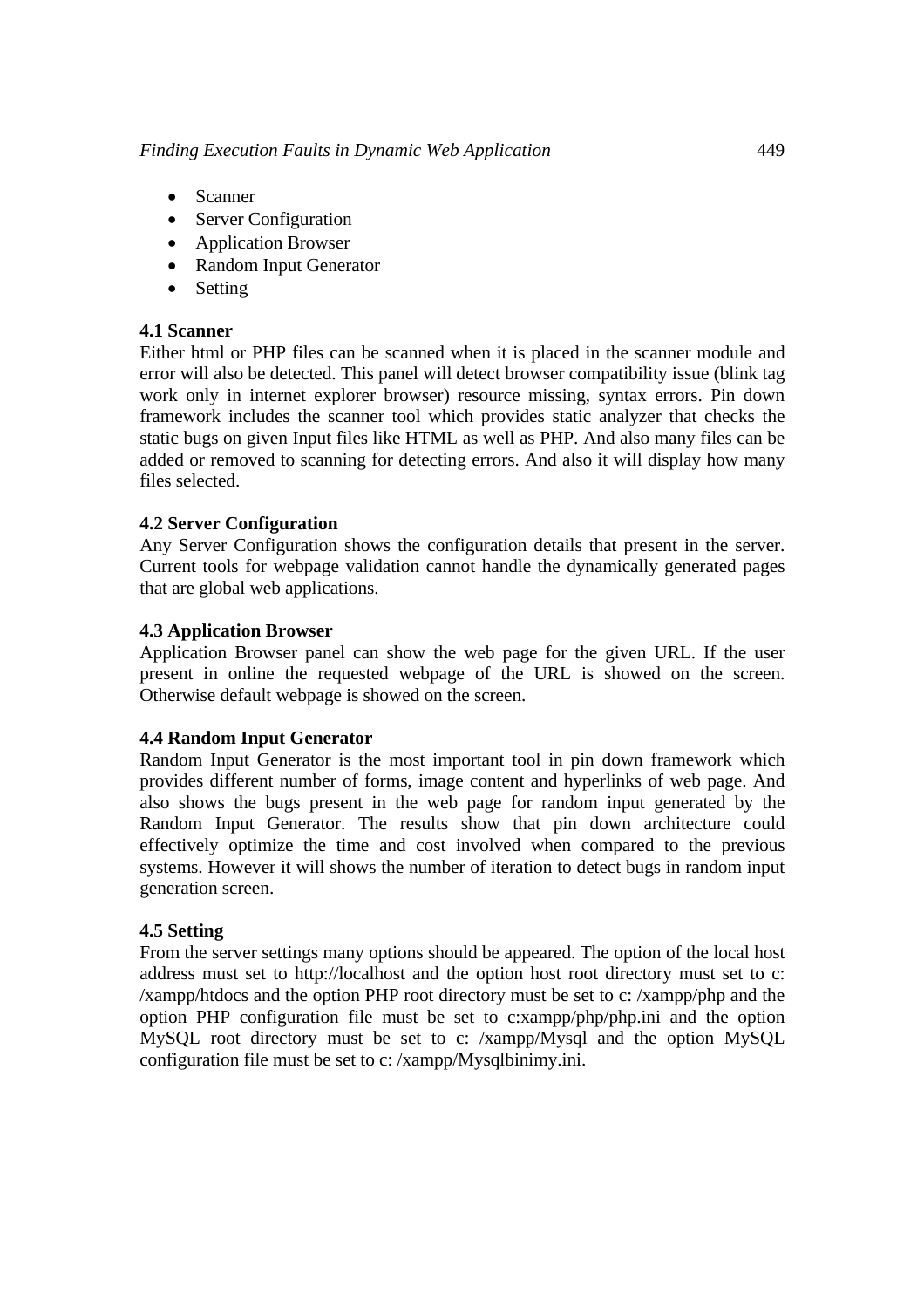- Scanner
- Server Configuration
- Application Browser
- Random Input Generator
- Setting

### 4.1 Scanner

Either html or PHP files can be scanned when it is placed in the scanner module and error will also be detected. This panel will detect browser compatibility issue (blink tag work only in internet explorer browser) resource missing, syntax errors. Pin down framework includes the scanner tool which provides static analyzer that checks the static bugs on given Input files like HTML as well as PHP. And also many files can be added or removed to scanning for detecting errors. And also it will display how many files selected.

### 4.2 Server Configuration

Any Server Configuration shows the configuration details that present in the server. Current tools for webpage validation cannot handle the dynamically generated pages that are global web applications.

### 4.3 Application Browser

Application Browser panel can show the web page for the given URL. If the user present in online the requested webpage of the URL is showed on the screen. Otherwise default webpage is showed on the screen.

### 4.4 Random Input Generator

Random Input Generator is the most important tool in pin down framework which provides different number of forms, image content and hyperlinks of web page. And also shows the bugs present in the web page for random input generated by the Random Input Generator. The results show that pin down architecture could effectively optimize the time and cost involved when compared to the previous systems. However it will shows the number of iteration to detect bugs in random input generation screen.

### 4.5 Setting

From the server settings many options should be appeared. The option of the local host address must set to http://localhost and the option host root directory must set to c: /xampp/htdocs and the option PHP root directory must be set to c: /xampp/php and the option PHP configuration file must be set to c:xampp/php/php.ini and the option MySQL root directory must be set to c: /xampp/Mysql and the option MySQL configuration file must be set to c: /xampp/Mysqlbinimy.ini.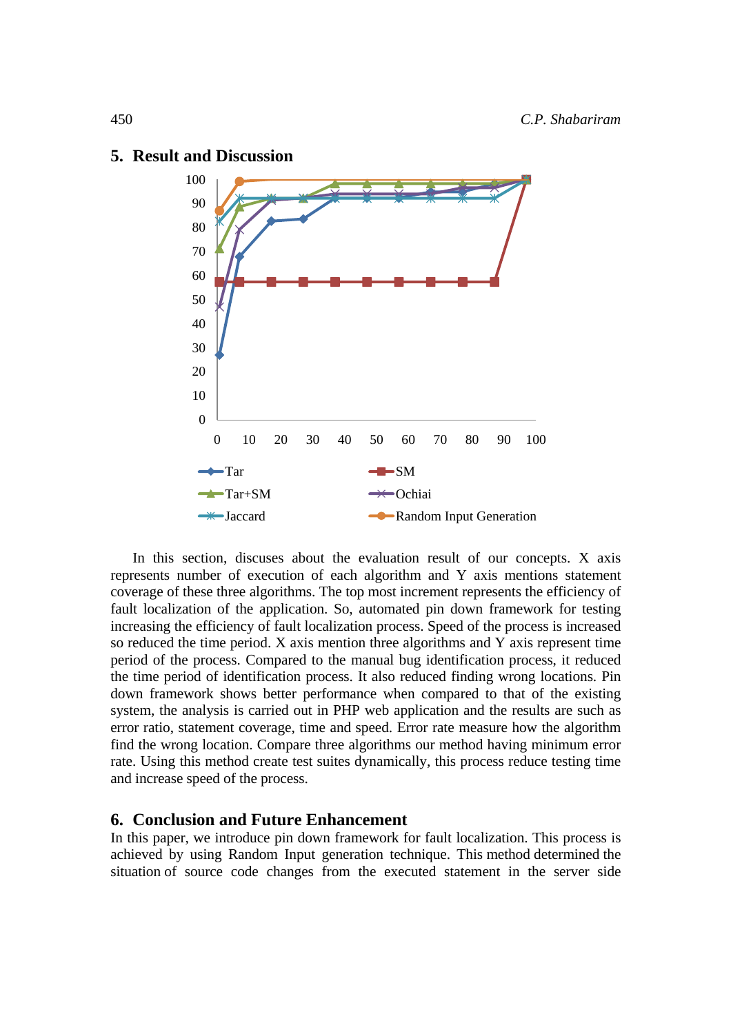## 5. Result and Discussion

In this section, discuses about the evaluation result of our concepts. X axis represents number of execution of each algorithm and Y axis mentions statement coverage of these three algorithms. The top most increment represents the efficiency of fault localization of the application. So, automated pin down framework for testing increasing the efficiency of fault localization process. Speed of the process is increased so reduced the time period. X axis mention three algorithms and Y axis represent time period of the process. Compared to the manual bug identification process, it reduced the time period of identification process. It also reduced finding wrong locations. Pin down framework shows better performance when compared to that of the existing system, the analysis is carried out in PHP web application and the results are such as error ratio, statement coverage, time and speed. Error rate measure how the algorithm find the wrong location. Compare three algorithms our method having minimum error rate. Using this method create test suites dynamically, this process reduce testing time and increase speed of the process.

## 6. Conclusion and Future Enhancement

In this paper, we introduce pin down framework for fault localization. This process is achieved by using Random Input generation technique. This method determined the situation of source code changes from the executed statement in the server side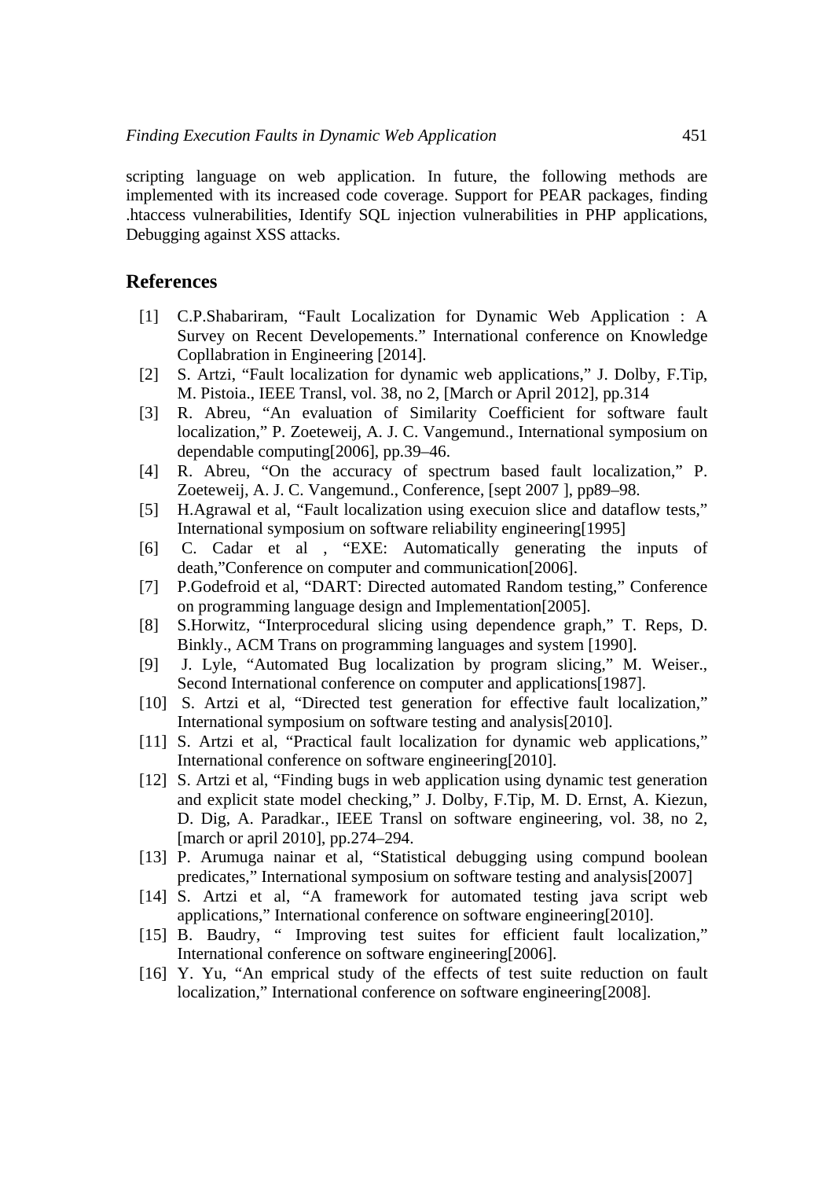scripting language on web application. In future, the following methods are implemented with its increased code coverage. Support for PEAR packages, finding .htaccess vulnerabilities, Identify SQL injection vulnerabilities in PHP applications, Debugging against XSS attacks.

## References

[1] C.P.Shabariram, “Fault Localization for Dynamic Web Application : A Survey on Recent Developements.” International conference on Knowledge Copllabration in Engineering [2014].

[2] S. Artzi, “Fault localization for dynamic web applications,” J. Dolby, F.Tip, M. Pistoia., IEEE Transl, vol. 38, no 2, [March or April 2012], pp.314

[3] R. Abreu, “An evaluation of Similarity Coefficient for software fault localization,” P. Zoeteweij, A. J. C. Vangemund., International symposium on dependable computing[2006], pp.39–46.

[4] R. Abreu, “On the accuracy of spectrum based fault localization,” P. Zoeteweij, A. J. C. Vangemund., Conference, [sept 2007 ], pp89–98.

[5] H.Agrawal et al, “Fault localization using execuion slice and dataflow tests,” International symposium on software reliability engineering[1995]

[6] C. Cadar et al , “EXE: Automatically generating the inputs of death,”Conference on computer and communication[2006].

[7] P.Godefroid et al, “DART: Directed automated Random testing,” Conference on programming language design and Implementation[2005].

[8] S.Horwitz, “Interprocedural slicing using dependence graph,” T. Reps, D. Binkly., ACM Trans on programming languages and system [1990].

[9] J. Lyle, “Automated Bug localization by program slicing,” M. Weiser., Second International conference on computer and applications[1987].

[10] S. Artzi et al, “Directed test generation for effective fault localization,” International symposium on software testing and analysis[2010].

[11] S. Artzi et al, “Practical fault localization for dynamic web applications,” International conference on software engineering[2010].

[12] S. Artzi et al, “Finding bugs in web application using dynamic test generation and explicit state model checking,” J. Dolby, F.Tip, M. D. Ernst, A. Kiezun, D. Dig, A. Paradkar., IEEE Transl on software engineering, vol. 38, no 2, [march or april 2010], pp.274–294.

[13] P. Arumuga nainar et al, “Statistical debugging using compund boolean predicates,” International symposium on software testing and analysis[2007]

[14] S. Artzi et al, “A framework for automated testing java script web applications,” International conference on software engineering[2010].

[15] B. Baudry, “ Improving test suites for efficient fault localization,” International conference on software engineering[2006].

[16] Y. Yu, “An emprical study of the effects of test suite reduction on fault localization,” International conference on software engineering[2008].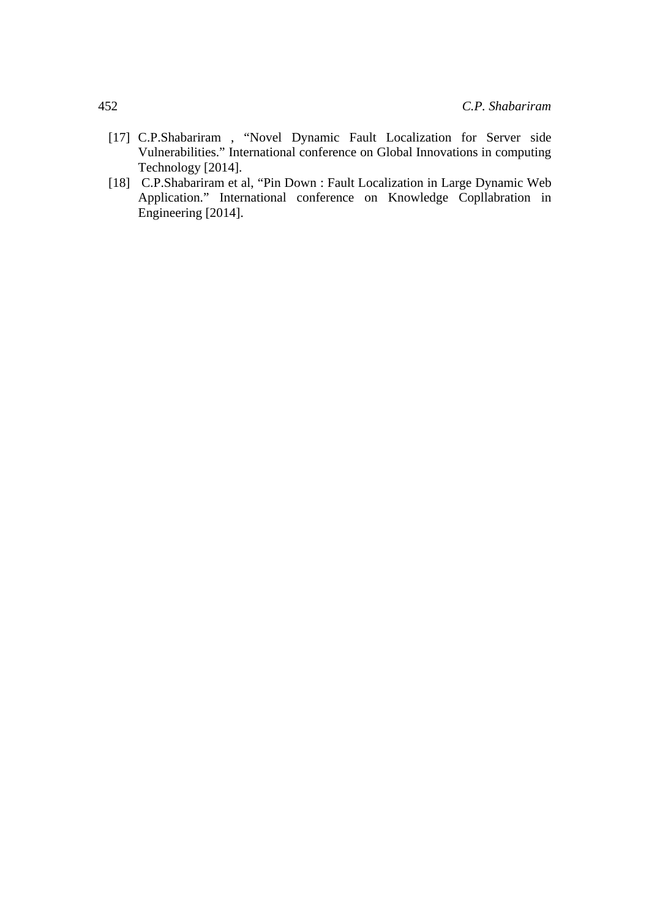[17] C.P.Shabariram , "Novel Dynamic Fault Localization for Server side Vulnerabilities." International conference on Global Innovations in computing Technology [2014].

[18] C.P.Shabariram et al, "Pin Down : Fault Localization in Large Dynamic Web Application." International conference on Knowledge Copllabration in Engineering [2014].